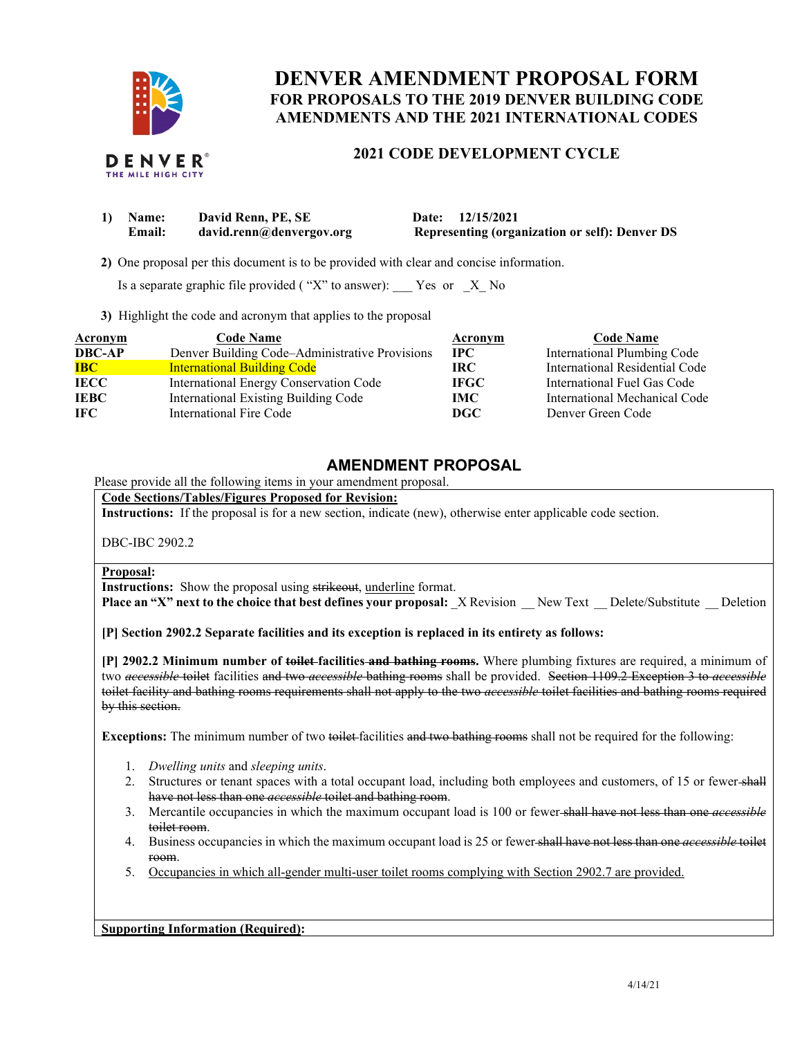# DENVER AMENDMENT PROPOSAL FORM

## FOR PROPOSALS TO THE 2019 DENVER BUILDING CODE AMENDMENTS AND THE 2021 INTERNATIONAL CODES

### 2021 CODE DEVELOPMENT CYCLE

**1) Name:** David Renn, PE, SE **Date:** 12/15/2021
**Email:** david.renn@denvergov.org **Representing (organization or self):** Denver DS

**2)** One proposal per this document is to be provided with clear and concise information.

Is a separate graphic file provided ( "X" to answer): ___ Yes or _X_ No

**3)** Highlight the code and acronym that applies to the proposal

| Acronym | Code Name | Acronym | Code Name |
|---|---|---|---|
| **DBC-AP** | Denver Building Code–Administrative Provisions | **IPC** | International Plumbing Code |
| **IBC** | International Building Code | **IRC** | International Residential Code |
| **IECC** | International Energy Conservation Code | **IFGC** | International Fuel Gas Code |
| **IEBC** | International Existing Building Code | **IMC** | International Mechanical Code |
| **IFC** | International Fire Code | **DGC** | Denver Green Code |

## AMENDMENT PROPOSAL

Please provide all the following items in your amendment proposal.

**Code Sections/Tables/Figures Proposed for Revision:**
**Instructions:** If the proposal is for a new section, indicate (new), otherwise enter applicable code section.

DBC-IBC 2902.2

**Proposal:**
**Instructions:** Show the proposal using ~~strikeout~~, <u>underline</u> format.
**Place an "X" next to the choice that best defines your proposal:** _X Revision __ New Text __ Delete/Substitute __ Deletion

**[P] Section 2902.2 Separate facilities and its exception is replaced in its entirety as follows:**

**[P] 2902.2 Minimum number of ~~toilet~~ facilities ~~and bathing rooms~~.** Where plumbing fixtures are required, a minimum of two ~~*accessible* toilet~~ facilities ~~and two *accessible* bathing rooms~~ shall be provided. ~~Section 1109.2 Exception 3 to *accessible* toilet facility and bathing rooms requirements shall not apply to the two *accessible* toilet facilities and bathing rooms required by this section.~~

**Exceptions:** The minimum number of two ~~toilet~~ facilities ~~and two bathing rooms~~ shall not be required for the following:

1. *Dwelling units* and *sleeping units*.
2. Structures or tenant spaces with a total occupant load, including both employees and customers, of 15 or fewer ~~shall have not less than one *accessible* toilet and bathing room~~.
3. Mercantile occupancies in which the maximum occupant load is 100 or fewer ~~shall have not less than one *accessible* toilet room~~.
4. Business occupancies in which the maximum occupant load is 25 or fewer ~~shall have not less than one *accessible* toilet room~~.
5. <u>Occupancies in which all-gender multi-user toilet rooms complying with Section 2902.7 are provided.</u>

**Supporting Information (Required):**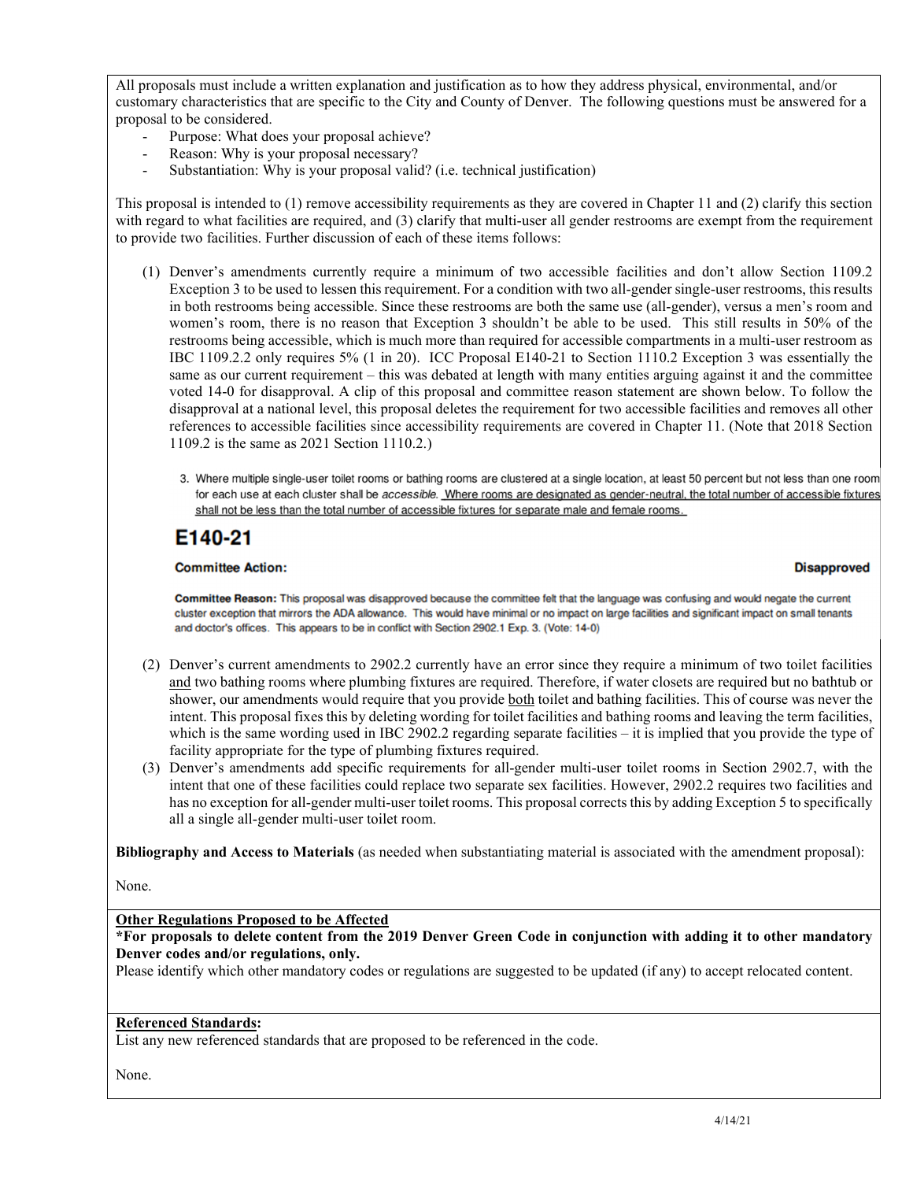All proposals must include a written explanation and justification as to how they address physical, environmental, and/or customary characteristics that are specific to the City and County of Denver. The following questions must be answered for a proposal to be considered.

- Purpose: What does your proposal achieve?
- Reason: Why is your proposal necessary?
- Substantiation: Why is your proposal valid? (i.e. technical justification)

This proposal is intended to (1) remove accessibility requirements as they are covered in Chapter 11 and (2) clarify this section with regard to what facilities are required, and (3) clarify that multi-user all gender restrooms are exempt from the requirement to provide two facilities. Further discussion of each of these items follows:

(1) Denver's amendments currently require a minimum of two accessible facilities and don't allow Section 1109.2 Exception 3 to be used to lessen this requirement. For a condition with two all-gender single-user restrooms, this results in both restrooms being accessible. Since these restrooms are both the same use (all-gender), versus a men's room and women's room, there is no reason that Exception 3 shouldn't be able to be used. This still results in 50% of the restrooms being accessible, which is much more than required for accessible compartments in a multi-user restroom as IBC 1109.2.2 only requires 5% (1 in 20). ICC Proposal E140-21 to Section 1110.2 Exception 3 was essentially the same as our current requirement – this was debated at length with many entities arguing against it and the committee voted 14-0 for disapproval. A clip of this proposal and committee reason statement are shown below. To follow the disapproval at a national level, this proposal deletes the requirement for two accessible facilities and removes all other references to accessible facilities since accessibility requirements are covered in Chapter 11. (Note that 2018 Section 1109.2 is the same as 2021 Section 1110.2.)

> 3. Where multiple single-user toilet rooms or bathing rooms are clustered at a single location, at least 50 percent but not less than one room for each use at each cluster shall be *accessible*. <u>Where rooms are designated as gender-neutral, the total number of accessible fixtures shall not be less than the total number of accessible fixtures for separate male and female rooms.</u>
>
> **E140-21**
>
> **Committee Action:** **Disapproved**
>
> **Committee Reason:** This proposal was disapproved because the committee felt that the language was confusing and would negate the current cluster exception that mirrors the ADA allowance. This would have minimal or no impact on large facilities and significant impact on small tenants and doctor's offices. This appears to be in conflict with Section 2902.1 Exp. 3. (Vote: 14-0)

(2) Denver's current amendments to 2902.2 currently have an error since they require a minimum of two toilet facilities <u>and</u> two bathing rooms where plumbing fixtures are required. Therefore, if water closets are required but no bathtub or shower, our amendments would require that you provide <u>both</u> toilet and bathing facilities. This of course was never the intent. This proposal fixes this by deleting wording for toilet facilities and bathing rooms and leaving the term facilities, which is the same wording used in IBC 2902.2 regarding separate facilities – it is implied that you provide the type of facility appropriate for the type of plumbing fixtures required.

(3) Denver's amendments add specific requirements for all-gender multi-user toilet rooms in Section 2902.7, with the intent that one of these facilities could replace two separate sex facilities. However, 2902.2 requires two facilities and has no exception for all-gender multi-user toilet rooms. This proposal corrects this by adding Exception 5 to specifically all a single all-gender multi-user toilet room.

**Bibliography and Access to Materials** (as needed when substantiating material is associated with the amendment proposal):

None.

**<u>Other Regulations Proposed to be Affected</u>**

**\*For proposals to delete content from the 2019 Denver Green Code in conjunction with adding it to other mandatory Denver codes and/or regulations, only.**

Please identify which other mandatory codes or regulations are suggested to be updated (if any) to accept relocated content.

**<u>Referenced Standards</u>:**

List any new referenced standards that are proposed to be referenced in the code.

None.

4/14/21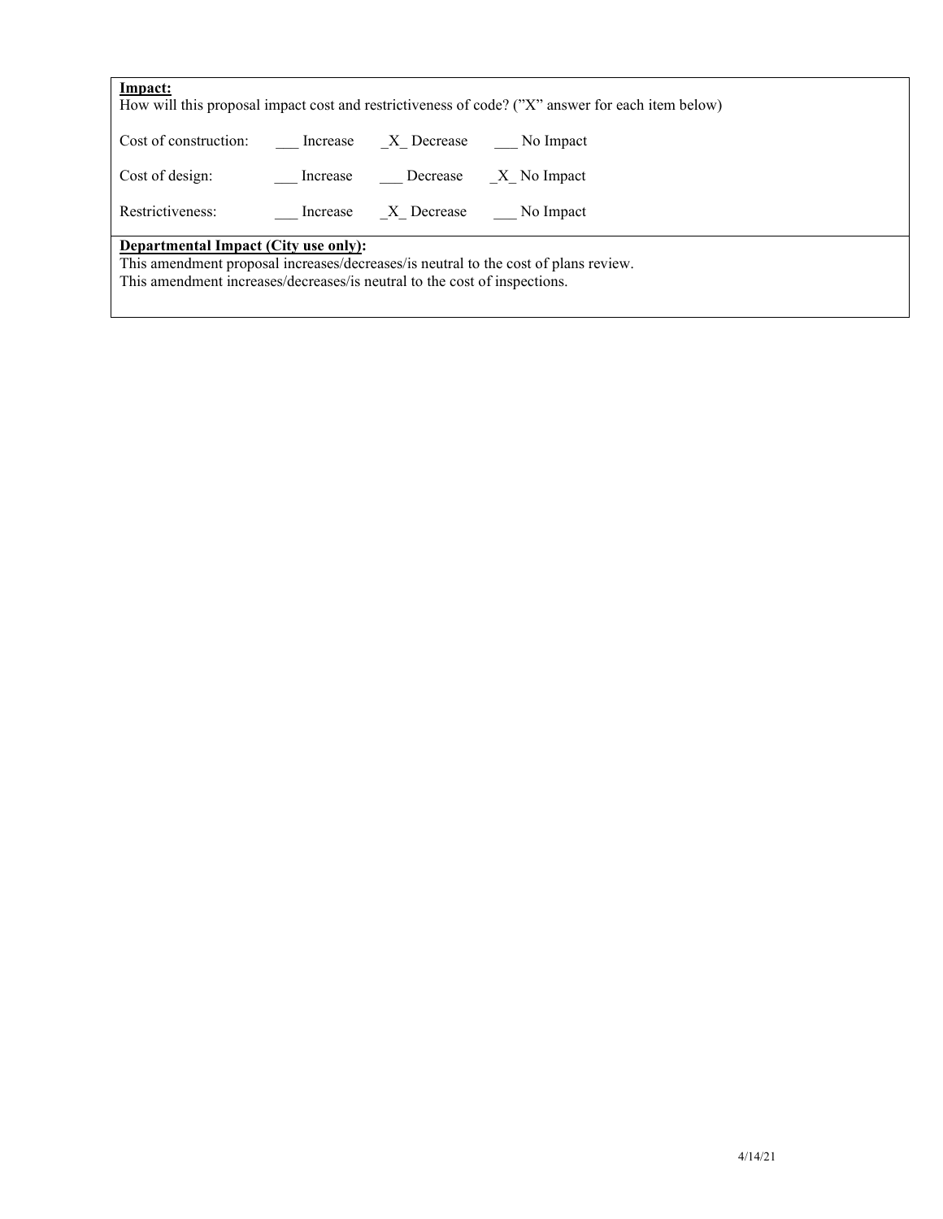**Impact:**

How will this proposal impact cost and restrictiveness of code? ("X" answer for each item below)

| | | | |
|---|---|---|---|
| Cost of construction: | ___ Increase | _X_ Decrease | ___ No Impact |
| Cost of design: | ___ Increase | ___ Decrease | _X_ No Impact |
| Restrictiveness: | ___ Increase | _X_ Decrease | ___ No Impact |

**Departmental Impact (City use only):**

This amendment proposal increases/decreases/is neutral to the cost of plans review.

This amendment increases/decreases/is neutral to the cost of inspections.

4/14/21